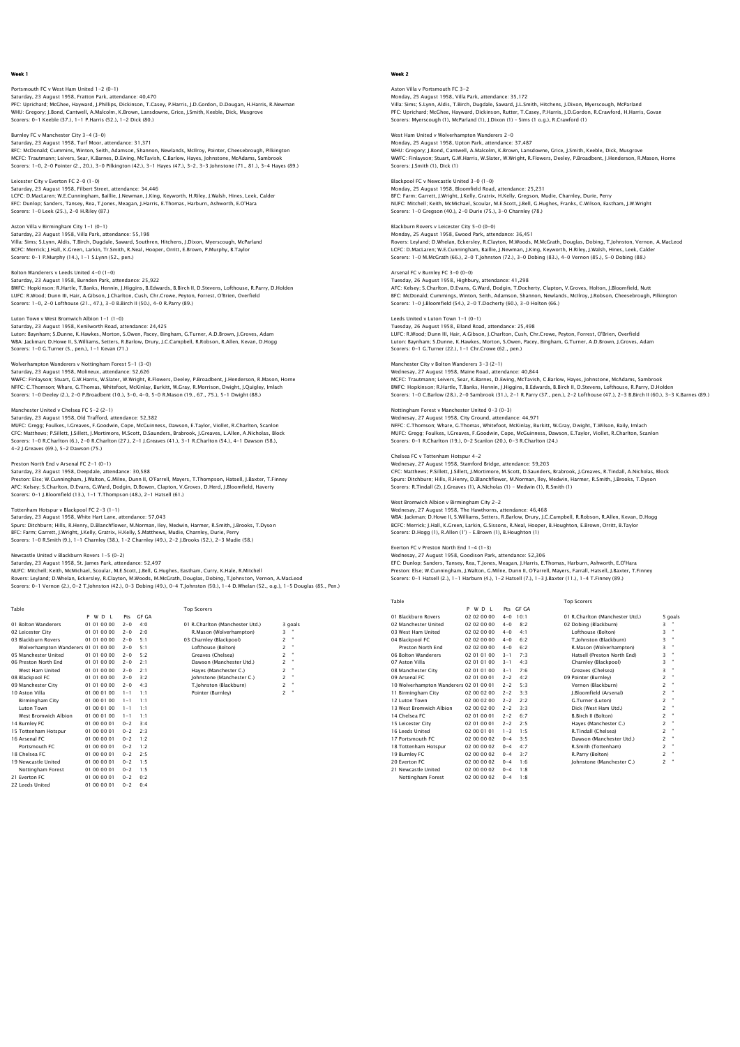## Week 1

Portsmouth FC v West Ham United 1-2 (0-1)
Saturday, 23 August 1958, Fratton Park, attendance: 40,470
PFC: Uprichard; McGhee, Hayward, J.Phillips, Dickinson, T.Casey, P.Harris, J.D.Gordon, D.Dougan, H.Harris, R.Newman
WHU: Gregory; J.Bond, Cantwell, A.Malcolm, K.Brown, Lansdowne, Grice, J.Smith, Keeble, Dick, Musgrove
Scorers: 0-1 Keeble (37.), 1-1 P.Harris (52.), 1-2 Dick (80.)

Burnley FC v Manchester City 3-4 (3-0)
Saturday, 23 August 1958, Turf Moor, attendance: 31,371
BFC: McDonald; Cummins, Winton, Seith, Adamson, Shannon, Newlands, McIlroy, Pointer, Cheesebrough, Pilkington
MCFC: Trautmann; Leivers, Sear, K.Barnes, D.Ewing, McTavish, C.Barlow, Hayes, Johnstone, McAdams, Sambrook
Scorers: 1-0, 2-0 Pointer (2., 20.), 3-0 Pilkington (42.), 3-1 Hayes (47.), 3-2, 3-3 Johnstone (71., 81.), 3-4 Hayes (89.)

Leicester City v Everton FC 2-0 (1-0)
Saturday, 23 August 1958, Filbert Street, attendance: 34,446
LCFC: D.MacLaren; W.E.Cunningham, Baillie, J.Newman, J.King, Keyworth, H.Riley, J.Walsh, Hines, Leek, Calder
EFC: Dunlop; Sanders, Tansey, Rea, T.Jones, Meagan, J.Harris, E.Thomas, Harburn, Ashworth, E.O'Hara
Scorers: 1-0 Leek (25.), 2-0 H.Riley (87.)

Aston Villa v Birmingham City 1-1 (0-1)
Saturday, 23 August 1958, Villa Park, attendance: 55,198
Villa: Sims; S.Lynn, Aldis, T.Birch, Dugdale, Saward, Southren, Hitchens, J.Dixon, Myerscough, McParland
BCFC: Merrick; J.Hall, K.Green, Larkin, Tr.Smith, R.Neal, Hooper, Orritt, E.Brown, P.Murphy, B.Taylor
Scorers: 0-1 P.Murphy (14.), 1-1 S.Lynn (52., pen.)

Bolton Wanderers v Leeds United 4-0 (1-0)
Saturday, 23 August 1958, Burnden Park, attendance: 25,922
BWFC: Hopkinson; R.Hartle, T.Banks, Hennin, J.Higgins, B.Edwards, B.Birch II, D.Stevens, Lofthouse, R.Parry, D.Holden
LUFC: R.Wood; Dunn III, Hair, A.Gibson, J.Charlton, Cush, Chr.Crowe, Peyton, Forrest, O'Brien, Overfield
Scorers: 1-0, 2-0 Lofthouse (21., 47.), 3-0 B.Birch II (50.), 4-0 R.Parry (89.)

Luton Town v West Bromwich Albion 1-1 (1-0)
Saturday, 23 August 1958, Kenilworth Road, attendance: 24,425
Luton: Baynham; S.Dunne, K.Hawkes, Morton, S.Owen, Pacey, Bingham, G.Turner, A.D.Brown, J.Groves, Adam
WBA: Jackman; D.Howe II, S.Williams, Setters, R.Barlow, Drury, J.C.Campbell, R.Robson, R.Allen, Kevan, D.Hogg
Scorers: 1-0 G.Turner (5., pen.), 1-1 Kevan (71.)

Wolverhampton Wanderers v Nottingham Forest 5-1 (3-0)
Saturday, 23 August 1958, Molineux, attendance: 52,626
WWFC: Finlayson; Stuart, G.W.Harris, W.Slater, W.Wright, R.Flowers, Deeley, P.Broadbent, J.Henderson, R.Mason, Horne
NFFC: C.Thomson; Whare, G.Thomas, Whitefoot, McKinlay, Burkitt, W.Gray, R.Morrison, Dwight, J.Quigley, Imlach
Scorers: 1-0 Deeley (2.), 2-0 P.Broadbent (10.), 3-0, 4-0, 5-0 R.Mason (19., 67., 75.), 5-1 Dwight (88.)

Manchester United v Chelsea FC 5-2 (2-1)
Saturday, 23 August 1958, Old Trafford, attendance: 52,382
MUFC: Gregg; Foulkes, I.Greaves, F.Goodwin, Cope, McGuinness, Dawson, E.Taylor, Viollet, R.Charlton, Scanlon
CFC: Matthews; P.Sillett, J.Sillett, J.Mortimore, M.Scott, D.Saunders, Brabrook, J.Greaves, L.Allen, A.Nicholas, Block
Scorers: 1-0 R.Charlton (6.), 2-0 R.Charlton (27.), 2-1 J.Greaves (41.), 3-1 R.Charlton (54.), 4-1 Dawson (58.), 4-2 J.Greaves (69.), 5-2 Dawson (75.)

Preston North End v Arsenal FC 2-1 (0-1)
Saturday, 23 August 1958, Deepdale, attendance: 30,588
Preston: Else; W.Cunningham, J.Walton, G.Milne, Dunn II, O'Farrell, Mayers, T.Thompson, Hatsell, J.Baxter, T.Finney
AFC: Kelsey; S.Charlton, D.Evans, G.Ward, Dodgin, D.Bowen, Clapton, V.Groves, D.Herd, J.Bloomfield, Haverty
Scorers: 0-1 J.Bloomfield (13.), 1-1 T.Thompson (48.), 2-1 Hatsell (61.)

Tottenham Hotspur v Blackpool FC 2-3 (1-1)
Saturday, 23 August 1958, White Hart Lane, attendance: 57,043
Spurs: Ditchburn; Hills, R.Henry, D.Blanchflower, M.Norman, Iley, Medwin, Harmer, R.Smith, J.Brooks, T.Dyson
BFC: Farm; Garrett, J.Wright, J.Kelly, Gratrix, H.Kelly, S.Matthews, Mudie, Charnley, Durie, Perry
Scorers: 1-0 R.Smith (9.), 1-1 Charnley (38.), 1-2 Charnley (49.), 2-2 J.Brooks (52.), 2-3 Mudie (58.)

Newcastle United v Blackburn Rovers 1-5 (0-2)
Saturday, 23 August 1958, St. James Park, attendance: 52,497
NUFC: Mitchell; Keith, McMichael, Scoular, M.E.Scott, J.Bell, G.Hughes, Eastham, Curry, K.Hale, R.Mitchell
Rovers: Leyland; D.Whelan, Eckersley, R.Clayton, M.Woods, M.McGrath, Douglas, Dobing, T.Johnston, Vernon, A.MacLeod
Scorers: 0-1 Vernon (2.), 0-2 T.Johnston (42.), 0-3 Dobing (49.), 0-4 T.Johnston (50.), 1-4 D.Whelan (52., o.g.), 1-5 Douglas (85., Pen.)

### Table

| | P | W | D | L | Pts | GF GA |
|---|---|---|---|---|---|---|
| 01 Bolton Wanderers | 01 | 01 | 00 | 00 | 2-0 | 4:0 |
| 02 Leicester City | 01 | 01 | 00 | 00 | 2-0 | 2:0 |
| 03 Blackburn Rovers | 01 | 01 | 00 | 00 | 2-0 | 5:1 |
| Wolverhampton Wanderers | 01 | 01 | 00 | 00 | 2-0 | 5:1 |
| 05 Manchester United | 01 | 01 | 00 | 00 | 2-0 | 5:2 |
| 06 Preston North End | 01 | 01 | 00 | 00 | 2-0 | 2:1 |
| West Ham United | 01 | 01 | 00 | 00 | 2-0 | 2:1 |
| 08 Blackpool FC | 01 | 01 | 00 | 00 | 2-0 | 3:2 |
| 09 Manchester City | 01 | 01 | 00 | 00 | 2-0 | 4:3 |
| 10 Aston Villa | 01 | 00 | 01 | 00 | 1-1 | 1:1 |
| Birmingham City | 01 | 00 | 01 | 00 | 1-1 | 1:1 |
| Luton Town | 01 | 00 | 01 | 00 | 1-1 | 1:1 |
| West Bromwich Albion | 01 | 00 | 01 | 00 | 1-1 | 1:1 |
| 14 Burnley FC | 01 | 00 | 00 | 01 | 0-2 | 3:4 |
| 15 Tottenham Hotspur | 01 | 00 | 00 | 01 | 0-2 | 2:3 |
| 16 Arsenal FC | 01 | 00 | 00 | 01 | 0-2 | 1:2 |
| Portsmouth FC | 01 | 00 | 00 | 01 | 0-2 | 1:2 |
| 18 Chelsea FC | 01 | 00 | 00 | 01 | 0-2 | 2:5 |
| 19 Newcastle United | 01 | 00 | 00 | 01 | 0-2 | 1:5 |
| Nottingham Forest | 01 | 00 | 00 | 01 | 0-2 | 1:5 |
| 21 Everton FC | 01 | 00 | 00 | 01 | 0-2 | 0:2 |
| 22 Leeds United | 01 | 00 | 00 | 01 | 0-2 | 0:4 |

### Top Scorers

| | |
|---|---|
| 01 R.Charlton (Manchester Utd.) | 3 goals |
| R.Mason (Wolverhampton) | 3 " |
| 03 Charnley (Blackpool) | 2 " |
| Lofthouse (Bolton) | 2 " |
| Greaves (Chelsea) | 2 " |
| Dawson (Manchester Utd.) | 2 " |
| Hayes (Manchester C.) | 2 " |
| Johnstone (Manchester C.) | 2 " |
| T.Johnston (Blackburn) | 2 " |
| Pointer (Burnley) | 2 " |

## Week 2

Aston Villa v Portsmouth FC 3-2
Monday, 25 August 1958, Villa Park, attendance: 35,172
Villa: Sims; S.Lynn, Aldis, T.Birch, Dugdale, Saward, J.L.Smith, Hitchens, J.Dixon, Myerscough, McParland
PFC: Uprichard; McGhee, Hayward, Dickinson, Rutter, T.Casey, P.Harris, J.D.Gordon, R.Crawford, H.Harris, Govan
Scorers: Myerscough (1), McParland (1), J.Dixon (1) – Sims (1 o.g.), R.Crawford (1)

West Ham United v Wolverhampton Wanderers 2-0
Monday, 25 August 1958, Upton Park, attendance: 37,487
WHU: Gregory; J.Bond, Cantwell, A.Malcolm, K.Brown, Lansdowne, Grice, J.Smith, Keeble, Dick, Musgrove
WWFC: Finlayson; Stuart, G.W.Harris, W.Slater, W.Wright, R.Flowers, Deeley, P.Broadbent, J.Henderson, R.Mason, Horne
Scorers: J.Smith (1), Dick (1)

Blackpool FC v Newcastle United 3-0 (1-0)
Monday, 25 August 1958, Bloomfield Road, attendance: 25,231
BFC: Farm; Garrett, J.Wright, J.Kelly, Gratrix, H.Kelly, Gregson, Mudie, Charnley, Durie, Perry
NUFC: Mitchell; Keith, McMichael, Scoular, M.E.Scott, J.Bell, G.Hughes, Franks, C.Wilson, Eastham, J.W.Wright
Scorers: 1-0 Gregson (40.), 2-0 Durie (75.), 3-0 Charnley (78.)

Blackburn Rovers v Leicester City 5-0 (0-0)
Monday, 25 August 1958, Ewood Park, attendance: 36,451
Rovers: Leyland; D.Whelan, Eckersley, R.Clayton, M.Woods, M.McGrath, Douglas, Dobing, T.Johnston, Vernon, A.MacLeod
LCFC: D.MacLaren; W.E.Cunningham, Baillie, J.Newman, J.King, Keyworth, H.Riley, J.Walsh, Hines, Leek, Calder
Scorers: 1-0 M.McGrath (66.), 2-0 T.Johnston (72.), 3-0 Dobing (83.), 4-0 Vernon (85.), 5-0 Dobing (88.)

Arsenal FC v Burnley FC 3-0 (0-0)
Tuesday, 26 August 1958, Highbury, attendance: 41,298
AFC: Kelsey; S.Charlton, D.Evans, G.Ward, Dodgin, T.Docherty, Clapton, V.Groves, Holton, J.Bloomfield, Nutt
BFC: McDonald; Cummins, Winton, Seith, Adamson, Shannon, Newlands, McIlroy, J.Robson, Cheesebrough, Pilkington
Scorers: 1-0 J.Bloomfield (54.), 2-0 T.Docherty (60.), 3-0 Holton (66.)

Leeds United v Luton Town 1-1 (0-1)
Tuesday, 26 August 1958, Elland Road, attendance: 25,498
LUFC: R.Wood; Dunn III, Hair, A.Gibson, J.Charlton, Cush, Chr.Crowe, Peyton, Forrest, O'Brien, Overfield
Luton: Baynham; S.Dunne, K.Hawkes, Morton, S.Owen, Pacey, Bingham, G.Turner, A.D.Brown, J.Groves, Adam
Scorers: 0-1 G.Turner (22.), 1-1 Chr.Crowe (62., pen.)

Manchester City v Bolton Wanderers 3-3 (2-1)
Wednesday, 27 August 1958, Maine Road, attendance: 40,844
MCFC: Trautmann; Leivers, Sear, K.Barnes, D.Ewing, McTavish, C.Barlow, Hayes, Johnstone, McAdams, Sambrook
BWFC: Hopkinson; R.Hartle, T.Banks, Hennin, J.Higgins, B.Edwards, B.Birch II, D.Stevens, Lofthouse, R.Parry, D.Holden
Scorers: 1-0 C.Barlow (28.), 2-0 Sambrook (31.), 2-1 R.Parry (37., pen.), 2-2 Lofthouse (47.), 2-3 B.Birch II (60.), 3-3 K.Barnes (89.)

Nottingham Forest v Manchester United 0-3 (0-3)
Wednesday, 27 August 1958, City Ground, attendance: 44,971
NFFC: C.Thomson; Whare, G.Thomas, Whitefoot, McKinlay, Burkitt, W.Gray, Dwight, T.Wilson, Baily, Imlach
MUFC: Gregg; Foulkes, I.Greaves, F.Goodwin, Cope, McGuinness, Dawson, E.Taylor, Viollet, R.Charlton, Scanlon
Scorers: 0-1 R.Charlton (19.), 0-2 Scanlon (20.), 0-3 R.Charlton (24.)

Chelsea FC v Tottenham Hotspur 4-2
Wednesay, 27 August 1958, Stamford Bridge, attendance: 59,203
CFC: Matthews; P.Sillett, J.Sillett, J.Mortimore, M.Scott, D.Saunders, Brabrook, J.Greaves, R.Tindall, A.Nicholas, Block
Spurs: Ditchburn; Hills, R.Henry, D.Blanchflower, M.Norman, Iley, Medwin, Harmer, R.Smith, J.Brooks, T.Dyson
Scorers: R.Tindall (2), J.Greaves (1), A.Nicholas (1) – Medwin (1), R.Smith (1)

West Bromwich Albion v Birmingham City 2-2
Wednesday, 27 August 1958, The Hawthorns, attendance: 46,468
WBA: Jackman; D.Howe II, S.Williams, Setters, R.Barlow, Drury, J.C.Campbell, R.Robson, R.Allen, Kevan, D.Hogg
BCFC: Merrick; J.Hall, K.Green, Larkin, G.Sissons, R.Neal, Hooper, B.Houghton, E.Brown, Orritt, B.Taylor
Scorers: D.Hogg (1), R.Allen (1') – E.Brown (1), B.Houghton (1)

Everton FC v Preston North End 1-4 (1-3)
Wednesay, 27 August 1958, Goodison Park, attendance: 52,306
EFC: Dunlop; Sanders, Tansey, Rea, T.Jones, Meagan, J.Harris, E.Thomas, Harburn, Ashworth, E.O'Hara
Preston: Else; W.Cunningham, J.Walton, G.Milne, Dunn II, O'Farrell, Mayers, Farrall, Hatsell, J.Baxter, T.Finney
Scorers: 0-1 Hatsell (2.), 1-1 Harburn (4.), 1-2 Hatsell (7.), 1-3 J.Baxter (11.), 1-4 T.Finney (89.)

### Table

| | P | W | D | L | Pts | GF GA |
|---|---|---|---|---|---|---|
| 01 Blackburn Rovers | 02 | 02 | 00 | 00 | 4-0 | 10:1 |
| 02 Manchester United | 02 | 02 | 00 | 00 | 4-0 | 8:2 |
| 03 West Ham United | 02 | 02 | 00 | 00 | 4-0 | 4:1 |
| 04 Blackpool FC | 02 | 02 | 00 | 00 | 4-0 | 6:2 |
| Preston North End | 02 | 02 | 00 | 00 | 4-0 | 6:2 |
| 06 Bolton Wanderers | 02 | 01 | 01 | 00 | 3-1 | 7:3 |
| 07 Aston Villa | 02 | 01 | 01 | 00 | 3-1 | 4:3 |
| 08 Manchester City | 02 | 01 | 01 | 00 | 3-1 | 7:6 |
| 09 Arsenal FC | 02 | 01 | 00 | 01 | 2-2 | 4:2 |
| 10 Wolverhampton Wanderers | 02 | 01 | 00 | 01 | 2-2 | 5:3 |
| 11 Birmingham City | 02 | 00 | 02 | 00 | 2-2 | 3:3 |
| 12 Luton Town | 02 | 00 | 02 | 00 | 2-2 | 2:2 |
| 13 West Bromwich Albion | 02 | 00 | 02 | 00 | 2-2 | 3:3 |
| 14 Chelsea FC | 02 | 01 | 00 | 01 | 2-2 | 6:7 |
| 15 Leicester City | 02 | 01 | 00 | 01 | 2-2 | 2:5 |
| 16 Leeds United | 02 | 00 | 01 | 01 | 1-3 | 1:5 |
| 17 Portsmouth FC | 02 | 00 | 00 | 02 | 0-4 | 3:5 |
| 18 Tottenham Hotspur | 02 | 00 | 00 | 02 | 0-4 | 4:7 |
| 19 Burnley FC | 02 | 00 | 00 | 02 | 0-4 | 3:7 |
| 20 Everton FC | 02 | 00 | 00 | 02 | 0-4 | 1:6 |
| 21 Newcastle United | 02 | 00 | 00 | 02 | 0-4 | 1:8 |
| Nottingham Forest | 02 | 00 | 00 | 02 | 0-4 | 1:8 |

### Top Scorers

| | |
|---|---|
| 01 R.Charlton (Manchester Utd.) | 5 goals |
| 02 Dobing (Blackburn) | 3 " |
| Lofthouse (Bolton) | 3 " |
| T.Johnston (Blackburn) | 3 " |
| R.Mason (Wolverhampton) | 3 " |
| Hatsell (Preston North End) | 3 " |
| Charnley (Blackpool) | 3 " |
| Greaves (Chelsea) | 3 " |
| 09 Pointer (Burnley) | 2 " |
| Vernon (Blackburn) | 2 " |
| J.Bloomfield (Arsenal) | 2 " |
| G.Turner (Luton) | 2 " |
| Dick (West Ham Utd.) | 2 " |
| B.Birch II (Bolton) | 2 " |
| Hayes (Manchester C.) | 2 " |
| R.Tindall (Chelsea) | 2 " |
| Dawson (Manchester Utd.) | 2 " |
| R.Smith (Tottenham) | 2 " |
| R.Parry (Bolton) | 2 " |
| Johnstone (Manchester C.) | 2 " |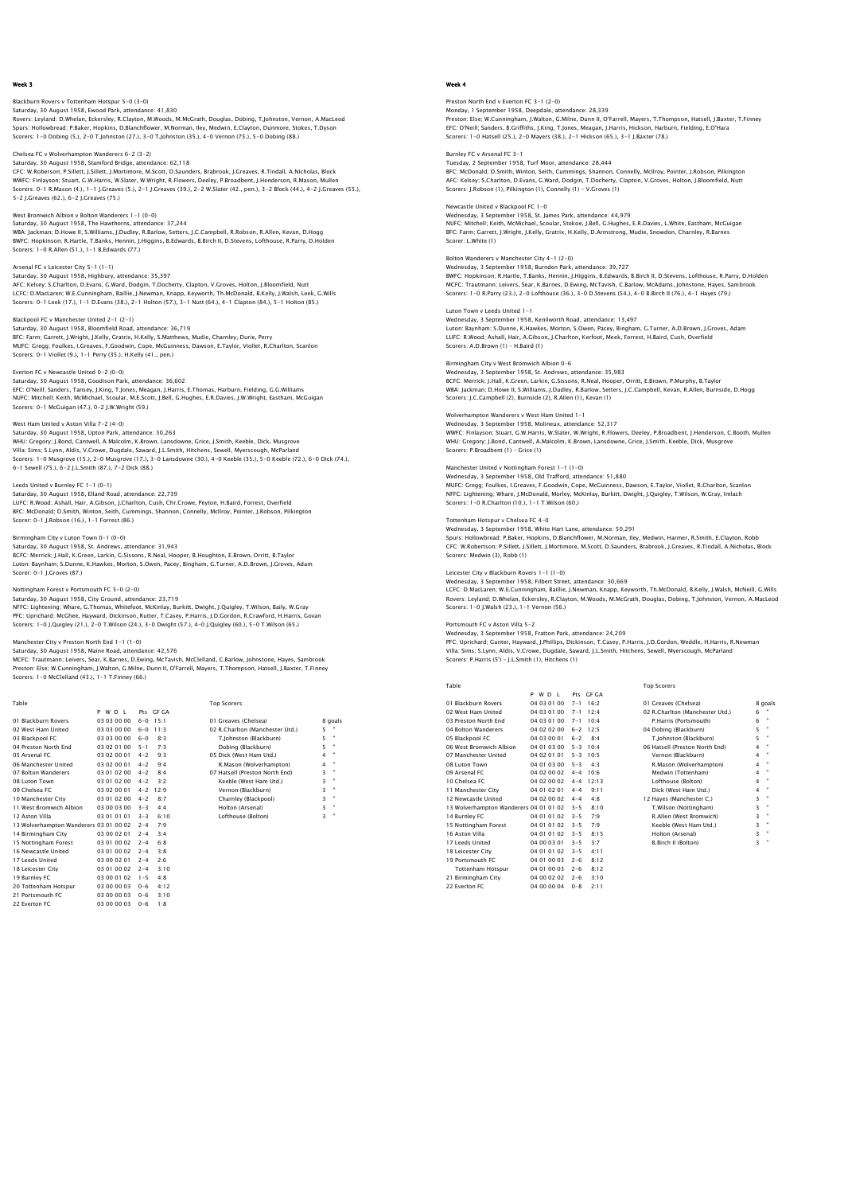## Week 3

**Blackburn Rovers v Tottenham Hotspur 5–0 (3–0)**
Saturday, 30 August 1958, Ewood Park, attendance: 41,830
Rovers: Leyland; D.Whelan, Eckersley, R.Clayton, M.Woods, M.McGrath, Douglas, Dobing, T.Johnston, Vernon, A.MacLeod
Spurs: Hollowbread; P.Baker, Hopkins, D.Blanchflower, M.Norman, Iley, Medwin, E.Clayton, Dunmore, Stokes, T.Dyson
Scorers: 1–0 Dobing (5.), 2–0 T.Johnston (27.), 3–0 T.Johnston (35.), 4–0 Vernon (75.), 5–0 Dobing (88.)

**Chelsea FC v Wolverhampton Wanderers 6–2 (3–2)**
Saturday, 30 August 1958, Stamford Bridge, attendance: 62,118
CFC: W.Roberson; P.Sillett, J.Sillett, J.Mortimore, M.Scott, D.Saunders, Brabrook, J.Greaves, R.Tindall, A.Nicholas, Block
WWFC: Finlayson; Stuart, G.W.Harris, W.Slater, W.Wright, R.Flowers, Deeley, P.Broadbent, J.Henderson, R.Mason, Mullen
Scorers: 0–1 R.Mason (4.), 1–1 J.Greaves (5.), 2–1 J.Greaves (39.), 2–2 W.Slater (42., pen.), 3–2 Block (44.), 4–2 J.Greaves (55.), 5–2 J.Greaves (62.), 6–2 J.Greaves (75.)

**West Bromwich Albion v Bolton Wanderers 1–1 (0–0)**
Saturday, 30 August 1958, The Hawthorns, attendance: 37,244
WBA: Jackman; D.Howe II, S.Williams, J.Dudley, R.Barlow, Setters, J.C.Campbell, R.Robson, R.Allen, Kevan, D.Hogg
BWFC: Hopkinson; R.Hartle, T.Banks, Hennin, J.Higgins, B.Edwards, B.Birch II, D.Stevens, Lofthouse, R.Parry, D.Holden
Scorers: 1–0 R.Allen (51.), 1–1 B.Edwards (77.)

**Arsenal FC v Leicester City 5–1 (1–1)**
Saturday, 30 August 1958, Highbury, attendance: 35,397
AFC: Kelsey; S.Charlton, D.Evans, G.Ward, Dodgin, T.Docherty, Clapton, V.Groves, Holton, J.Bloomfield, Nutt
LCFC: D.MacLaren; W.E.Cunningham, Baillie, J.Newman, Knapp, Keyworth, Th.McDonald, B.Kelly, J.Walsh, Leek, G.Wills
Scorers: 0–1 Leek (17.), 1–1 D.Evans (38.), 2–1 Holton (57.), 3–1 Nutt (64.), 4–1 Clapton (84.), 5–1 Holton (85.)

**Blackpool FC v Manchester United 2–1 (2–1)**
Saturday, 30 August 1958, Bloomfield Road, attendance: 36,719
BFC: Farm; Garrett, J.Wright, J.Kelly, Gratrix, H.Kelly, S.Matthews, Mudie, Charnley, Durie, Perry
MUFC: Gregg; Foulkes, I.Greaves, F.Goodwin, Cope, McGuinness, Dawson, E.Taylor, Viollet, R.Charlton, Scanlon
Scorers: 0–1 Viollet (9.), 1–1 Perry (35.), 2–1 H.Kelly (41., pen.)

**Everton FC v Newcastle United 0–2 (0–0)**
Saturday, 30 August 1958, Goodison Park, attendance: 36,602
EFC: O'Neill; Sanders, Tansey, J.King, T.Jones, Meagan, J.Harris, E.Thomas, Harburn, Fielding, G.G.Williams
NUFC: Mitchell; Keith, McMichael, Scoular, M.E.Scott, J.Bell, G.Hughes, E.R.Davies, J.W.Wright, Eastham, McGuigan
Scorers: 0–1 McGuigan (47.), 0–2 J.W.Wright (59.)

**West Ham United v Aston Villa 7–2 (4–0)**
Saturday, 30 August 1958, Upton Park, attendance: 30,263
WHU: Gregory; J.Bond, Cantwell, A.Malcolm, K.Brown, Lansdowne, Grice, J.Smith, Keeble, Dick, Musgrove
Villa: Sims; S.Lynn, Aldis, V.Crowe, Dugdale, Saward, J.L.Smith, Hitchens, Sewell, Myerscough, McParland
Scorers: 1–0 Musgrove (15.), 2–0 Musgrove (17.), 3–0 Lansdowne (30.), 4–0 Keeble (35.), 5–0 Keeble (72.), 6–0 Dick (74.), 6–1 Sewell (75.), 6–2 J.L.Smith (87.), 7–2 Dick (88.)

**Leeds United v Burnley FC 1–1 (0–1)**
Saturday, 30 August 1958, Elland Road, attendance: 22,739
LUFC: R.Wood; Ashall, Hair, A.Gibson, J.Charlton, Cush, Chr.Crowe, Peyton, H.Baird, Forrest, Overfield
BFC: McDonald; D.Smith, Winton, Seith, Cummings, Shannon, Connelly, McIlroy, Pointer, J.Robson, Pilkington
Scorer: 0–1 J.Robson (16.), 1–1 Forrest (86.)

**Birmingham City v Luton Town 0–1 (0–0)**
Saturday, 30 August 1958, St. Andrews, attendance: 31,943
BCFC: Merrick; J.Hall, K.Green, Larkin, G.Sissons, R.Neal, Hooper, B.Houghton, E.Brown, Orritt, B.Taylor
Luton: Baynham; S.Dunne, K.Hawkes, Morton, S.Owen, Pacey, Bingham, G.Turner, A.D.Brown, J.Groves, Adam
Scorer: 0–1 J.Groves (87.)

**Nottingham Forest v Portsmouth FC 5–0 (2–0)**
Saturday, 30 August 1958, City Ground, attendance: 23,719
NFFC: Lightening; Whare, G.Thomas, Whitefoot, McKinlay, Burkitt, Dwight, J.Quigley, T.Wilson, Baily, W.Gray
PFC: Uprichard; McGhee, Hayward, Dickinson, Rutter, T.Casey, P.Harris, J.D.Gordon, R.Crawford, H.Harris, Govan
Scorers: 1–0 J.Quigley (21.), 2–0 T.Wilson (24.), 3–0 Dwight (57.), 4–0 J.Quigley (60.), 5–0 T.Wilson (65.)

**Manchester City v Preston North End 1–1 (1–0)**
Saturday, 30 August 1958, Maine Road, attendance: 42,576
MCFC: Trautmann; Leivers, Sear, K.Barnes, D.Ewing, McTavish, McClelland, C.Barlow, Johnstone, Hayes, Sambrook
Preston: Else; W.Cunningham, J.Walton, G.Milne, Dunn II, O'Farrell, Mayers, T.Thompson, Hatsell, J.Baxter, T.Finney
Scorers: 1–0 McClelland (43.), 1–1 T.Finney (66.)

**Table**

| | P | W | D | L | Pts | GF GA |
|---|---|---|---|---|---|---|
| 01 Blackburn Rovers | 03 | 03 | 00 | 00 | 6–0 | 15:1 |
| 02 West Ham United | 03 | 03 | 00 | 00 | 6–0 | 11:3 |
| 03 Blackpool FC | 03 | 03 | 00 | 00 | 6–0 | 8:3 |
| 04 Preston North End | 03 | 02 | 01 | 00 | 5–1 | 7:3 |
| 05 Arsenal FC | 03 | 02 | 00 | 01 | 4–2 | 9:3 |
| 06 Manchester United | 03 | 02 | 00 | 01 | 4–2 | 9:4 |
| 07 Bolton Wanderers | 03 | 01 | 02 | 00 | 4–2 | 8:4 |
| 08 Luton Town | 03 | 01 | 02 | 00 | 4–2 | 3:2 |
| 09 Chelsea FC | 03 | 02 | 00 | 01 | 4–2 | 12:9 |
| 10 Manchester City | 03 | 01 | 02 | 00 | 4–2 | 8:7 |
| 11 West Bromwich Albion | 03 | 00 | 03 | 00 | 3–3 | 4:4 |
| 12 Aston Villa | 03 | 01 | 01 | 01 | 3–3 | 6:10 |
| 13 Wolverhampton Wanderers | 03 | 01 | 00 | 02 | 2–4 | 7:9 |
| 14 Birmingham City | 03 | 00 | 02 | 01 | 2–4 | 3:4 |
| 15 Nottingham Forest | 03 | 01 | 00 | 02 | 2–4 | 6:8 |
| 16 Newcastle United | 03 | 01 | 00 | 02 | 2–4 | 3:8 |
| 17 Leeds United | 03 | 00 | 02 | 01 | 2–4 | 2:6 |
| 18 Leicester City | 03 | 01 | 00 | 02 | 2–4 | 3:10 |
| 19 Burnley FC | 03 | 00 | 01 | 02 | 1–5 | 4:8 |
| 20 Tottenham Hotspur | 03 | 00 | 00 | 03 | 0–6 | 4:12 |
| 21 Portsmouth FC | 03 | 00 | 00 | 03 | 0–6 | 3:10 |
| 22 Everton FC | 03 | 00 | 00 | 03 | 0–6 | 1:8 |

**Top Scorers**

| | |
|---|---|
| 01 Greaves (Chelsea) | 8 goals |
| 02 R.Charlton (Manchester Utd.) | 5 " |
| T.Johnston (Blackburn) | 5 " |
| Dobing (Blackburn) | 5 " |
| 05 Dick (West Ham Utd.) | 4 " |
| R.Mason (Wolverhampton) | 4 " |
| 07 Hatsell (Preston North End) | 3 " |
| Keeble (West Ham Utd.) | 3 " |
| Vernon (Blackburn) | 3 " |
| Charnley (Blackpool) | 3 " |
| Holton (Arsenal) | 3 " |
| Lofthouse (Bolton) | 3 " |

## Week 4

**Preston North End v Everton FC 3–1 (2–0)**
Monday, 1 September 1958, Deepdale, attendance: 28,339
Preston: Else; W.Cunningham, J.Walton, G.Milne, Dunn II, O'Farrell, Mayers, T.Thompson, Hatsell, J.Baxter, T.Finney
EFC: O'Neill; Sanders, B.Griffiths, J.King, T.Jones, Meagan, J.Harris, Hickson, Harburn, Fielding, E.O'Hara
Scorers: 1–0 Hatsell (25.), 2–0 Mayers (38.), 2–1 Hickson (65.), 3–1 J.Baxter (78.)

**Burnley FC v Arsenal FC 3–1**
Tuesday, 2 September 1958, Turf Moor, attendance: 28,444
BFC: McDonald; D.Smith, Winton, Seith, Cummings, Shannon, Connelly, McIlroy, Pointer, J.Robson, Pilkington
AFC: Kelsey; S.Charlton, D.Evans, G.Ward, Dodgin, T.Docherty, Clapton, V.Groves, Holton, J.Bloomfield, Nutt
Scorers: J.Robson (1), Pilkington (1), Connelly (1) – V.Groves (1)

**Newcastle United v Blackpool FC 1–0**
Wednesday, 3 September 1958, St. James Park, attendance: 44,979
NUFC: Mitchell; Keith, McMichael, Scoular, Stokoe, J.Bell, G.Hughes, E.R.Davies, L.White, Eastham, McGuigan
BFC: Farm; Garrett, J.Wright, J.Kelly, Gratrix, H.Kelly, D.Armstrong, Mudie, Snowdon, Charnley, R.Barnes
Scorer: L.White (1)

**Bolton Wanderers v Manchester City 4–1 (2–0)**
Wednesday, 3 September 1958, Burnden Park, attendance: 39,727
BWFC: Hopkinson; R.Hartle, T.Banks, Hennin, J.Higgins, B.Edwards, B.Birch II, D.Stevens, Lofthouse, R.Parry, D.Holden
MCFC: Trautmann; Leivers, Sear, K.Barnes, D.Ewing, McTavish, C.Barlow, McAdams, Johnstone, Hayes, Sambrook
Scorers: 1–0 R.Parry (23.), 2–0 Lofthouse (36.), 3–0 D.Stevens (54.), 4–0 B.Birch II (76.), 4–1 Hayes (79.)

**Luton Town v Leeds United 1–1**
Wednesday, 3 September 1958, Kenilworth Road, attendance: 13,497
Luton: Baynham; S.Dunne, K.Hawkes, Morton, S.Owen, Pacey, Bingham, G.Turner, A.D.Brown, J.Groves, Adam
LUFC: R.Wood; Ashall, Hair, A.Gibson, J.Charlton, Kerfoot, Meek, Forrest, H.Baird, Cush, Overfield
Scorers: A.D.Brown (1) – H.Baird (1)

**Birmingham City v West Bromwich Albion 0–6**
Wednesday, 3 September 1958, St. Andrews, attendance: 35,983
BCFC: Merrick; J.Hall, K.Green, Larkin, G.Sissons, R.Neal, Hooper, Orritt, E.Brown, P.Murphy, B.Taylor
WBA: Jackman; D.Howe II, S.Williams, J.Dudley, R.Barlow, Setters, J.C.Campbell, Kevan, R.Allen, Burnside, D.Hogg
Scorers: J.C.Campbell (2), Burnside (2), R.Allen (1), Kevan (1)

**Wolverhampton Wanderers v West Ham United 1–1**
Wednesday, 3 September 1958, Molineux, attendance: 52,317
WWFC: Finlayson; Stuart, G.W.Harris, W.Slater, W.Wright, R.Flowers, Deeley, P.Broadbent, J.Henderson, C.Booth, Mullen
WHU: Gregory; J.Bond, Cantwell, A.Malcolm, K.Brown, Lansdowne, Grice, J.Smith, Keeble, Dick, Musgrove
Scorers: P.Broadbent (1) – Grice (1)

**Manchester United v Nottingham Forest 1–1 (1–0)**
Wednesday, 3 September 1958, Old Trafford, attendance: 51,880
MUFC: Gregg; Foulkes, I.Greaves, F.Goodwin, Cope, McGuinness, Dawson, E.Taylor, Viollet, R.Charlton, Scanlon
NFFC: Lightening; Whare, J.McDonald, Morley, McKinlay, Burkitt, Dwight, J.Quigley, T.Wilson, W.Gray, Imlach
Scorers: 1–0 R.Charlton (10.), 1–1 T.Wilson (60.)

**Tottenham Hotspur v Chelsea FC 4–0**
Wednesday, 3 September 1958, White Hart Lane, attendance: 50,291
Spurs: Hollowbread; P.Baker, Hopkins, D.Blanchflower, M.Norman, Iley, Medwin, Harmer, R.Smith, E.Clayton, Robb
CFC: W.Robertson; P.Sillett, J.Sillett, J.Mortimore, M.Scott, D.Saunders, Brabrook, J.Greaves, R.Tindall, A.Nicholas, Block
Scorers: Medwin (3), Robb (1)

**Leicester City v Blackburn Rovers 1–1 (1–0)**
Wednesday, 3 September 1958, Filbert Street, attendance: 30,669
LCFC: D.MacLaren; W.E.Cunningham, Baillie, J.Newman, Knapp, Keyworth, Th.McDonald, B.Kelly, J.Walsh, McNeill, G.Wills
Rovers: Leyland; D.Whelan, Eckersley, R.Clayton, M.Woods, M.McGrath, Douglas, Dobing, T.Johnston, Vernon, A.MacLeod
Scorers: 1–0 J.Walsh (23.), 1–1 Vernon (56.)

**Portsmouth FC v Aston Villa 5–2**
Wednesday, 3 September 1958, Fratton Park, attendance: 24,209
PFC: Uprichard; Gunter, Hayward, J.Phillips, Dickinson, T.Casey, P.Harris, J.D.Gordon, Weddle, H.Harris, R.Newman
Villa: Sims; S.Lynn, Aldis, V.Crowe, Dugdale, Saward, J.L.Smith, Hitchens, Sewell, Myerscough, McParland
Scorers: P.Harris (5') – J.L.Smith (1), Hitchens (1)

**Table**

| | P | W | D | L | Pts | GF GA |
|---|---|---|---|---|---|---|
| 01 Blackburn Rovers | 04 | 03 | 01 | 00 | 7–1 | 16:2 |
| 02 West Ham United | 04 | 03 | 01 | 00 | 7–1 | 12:4 |
| 03 Preston North End | 04 | 03 | 01 | 00 | 7–1 | 10:4 |
| 04 Bolton Wanderers | 04 | 02 | 02 | 00 | 6–2 | 12:5 |
| 05 Blackpool FC | 04 | 03 | 00 | 01 | 6–2 | 8:4 |
| 06 West Bromwich Albion | 04 | 01 | 03 | 00 | 5–3 | 10:4 |
| 07 Manchester United | 04 | 02 | 01 | 01 | 5–3 | 10:5 |
| 08 Luton Town | 04 | 01 | 03 | 00 | 5–3 | 4:3 |
| 09 Arsenal FC | 04 | 02 | 00 | 02 | 4–4 | 10:6 |
| 10 Chelsea FC | 04 | 02 | 00 | 02 | 4–4 | 12:13 |
| 11 Manchester City | 04 | 01 | 02 | 01 | 4–4 | 9:11 |
| 12 Newcastle United | 04 | 02 | 00 | 02 | 4–4 | 4:8 |
| 13 Wolverhampton Wanderers | 04 | 01 | 01 | 02 | 3–5 | 8:10 |
| 14 Burnley FC | 04 | 01 | 01 | 02 | 3–5 | 7:9 |
| 15 Nottingham Forest | 04 | 01 | 01 | 02 | 3–5 | 7:9 |
| 16 Aston Villa | 04 | 01 | 01 | 02 | 3–5 | 8:15 |
| 17 Leeds United | 04 | 00 | 03 | 01 | 3–5 | 3:7 |
| 18 Leicester City | 04 | 01 | 01 | 02 | 3–5 | 4:11 |
| 19 Portsmouth FC | 04 | 01 | 00 | 03 | 2–6 | 8:12 |
| Tottenham Hotspur | 04 | 01 | 00 | 03 | 2–6 | 8:12 |
| 21 Birmingham City | 04 | 00 | 02 | 02 | 2–6 | 3:10 |
| 22 Everton FC | 04 | 00 | 00 | 04 | 0–8 | 2:11 |

**Top Scorers**

| | |
|---|---|
| 01 Greaves (Chelsea) | 8 goals |
| 02 R.Charlton (Manchester Utd.) | 6 " |
| P.Harris (Portsmouth) | 6 " |
| 04 Dobing (Blackburn) | 5 " |
| T.Johnston (Blackburn) | 5 " |
| 06 Hatsell (Preston North End) | 4 " |
| Vernon (Blackburn) | 4 " |
| R.Mason (Wolverhampton) | 4 " |
| Medwin (Tottenham) | 4 " |
| Lofthouse (Bolton) | 4 " |
| Dick (West Ham Utd.) | 4 " |
| 12 Hayes (Manchester C.) | 3 " |
| T.Wilson (Nottingham) | 3 " |
| R.Allen (West Bromwich) | 3 " |
| Keeble (West Ham Utd.) | 3 " |
| Holton (Arsenal) | 3 " |
| B.Birch II (Bolton) | 3 " |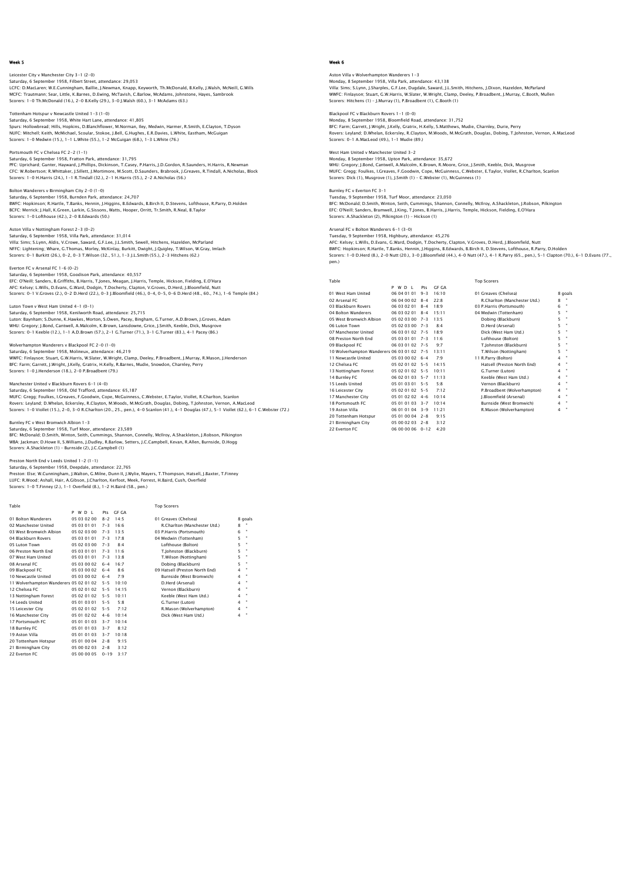## Week 5

Leicester City v Manchester City 3–1 (2–0)
Saturday, 6 September 1958, Filbert Street, attendance: 29,053
LCFC: D.MacLaren; W.E.Cunningham, Baillie, J.Newman, Knapp, Keyworth, Th.McDonald, B.Kelly, J.Walsh, McNeill, G.Wills
MCFC: Trautmann; Sear, Little, K.Barnes, D.Ewing, McTavish, C.Barlow, McAdams, Johnstone, Hayes, Sambrook
Scorers: 1–0 Th.McDonald (16.), 2–0 B.Kelly (29.), 3–0 J.Walsh (60.), 3–1 McAdams (63.)

Tottenham Hotspur v Newcastle United 1–3 (1–0)
Saturday, 6 September 1958, White Hart Lane, attendance: 41,805
Spurs: Hollowbread; Hills, Hopkins, D.Blanchflower, M.Norman, Iley, Medwin, Harmer, R.Smith, E.Clayton, T.Dyson
NUFC: Mitchell; Keith, McMichael, Scoular, Stokoe, J.Bell, G.Hughes, E.R.Davies, L.White, Eastham, McGuigan
Scorers: 1–0 Medwin (15.), 1–1 L.White (55.), 1–2 McGuigan (68.), 1–3 L.White (76.)

Portsmouth FC v Chelsea FC 2–2 (1–1)
Saturday, 6 September 1958, Fratton Park, attendance: 31,795
PFC: Uprichard; Gunter, Hayward, J.Phillips, Dickinson, T.Casey, P.Harris, J.D.Gordon, R.Saunders, H.Harris, R.Newman
CFC: W.Robertson; R.Whittaker, J.Sillett, J.Mortimore, M.Scott, D.Saunders, Brabrook, J.Greaves, R.Tindall, A.Nicholas, Block
Scorers: 1–0 H.Harris (24.), 1–1 R.Tindall (32.), 2–1 H.Harris (55.), 2–2 A.Nicholas (56.)

Bolton Wanderers v Birmingham City 2–0 (1–0)
Saturday, 6 September 1958, Burnden Park, attendance: 24,707
BWFC: Hopkinson; R.Hartle, T.Banks, Hennin, J.Higgins, B.Edwards, B.Birch II, D.Stevens, Lofthouse, R.Parry, D.Holden
BCFC: Merrick; J.Hall, K.Green, Larkin, G.Sissons, Watts, Hooper, Orritt, Tr.Smith, R.Neal, B.Taylor
Scorers: 1–0 Lofthouse (42.), 2–0 B.Edwards (50.)

Aston Villa v Nottingham Forest 2–3 (0–2)
Saturday, 6 September 1958, Villa Park, attendance: 31,014
Villa: Sims; S.Lynn, Aldis, V.Crowe, Saward, G.F.Lee, J.L.Smith, Sewell, Hitchens, Hazelden, McParland
NFFC: Lightening; Whare, G.Thomas, Morley, McKinlay, Burkitt, Dwight, J.Quigley, T.Wilson, W.Gray, Imlach
Scorers: 0–1 Burkitt (26.), 0–2, 0–3 T.Wilson (32., 51.), 1–3 J.L.Smith (55.), 2–3 Hitchens (62.)

Everton FC v Arsenal FC 1–6 (0–2)
Saturday, 6 September 1958, Goodison Park, attendance: 40,557
EFC: O'Neill; Sanders, B.Griffiths, B.Harris, T.Jones, Meagan, J.Harris, Temple, Hickson, Fielding, E.O'Hara
AFC: Kelsey; L.Wills, D.Evans, G.Ward, Dodgin, T.Docherty, Clapton, V.Groves, D.Herd, J.Bloomfield, Nutt
Scorers: 0–1 V.Groves (2.), 0–2 D.Herd (22.), 0–3 J.Bloomfield (46.), 0–4, 0–5, 0–6 D.Herd (48., 60., 74.), 1–6 Temple (84.)

Luton Town v West Ham United 4–1 (0–1)
Saturday, 6 September 1958, Kenilworth Road, attendance: 25,715
Luton: Baynham; S.Dunne, K.Hawkes, Morton, S.Owen, Pacey, Bingham, G.Turner, A.D.Brown, J.Groves, Adam
WHU: Gregory; J.Bond, Cantwell, A.Malcolm, K.Brown, Lansdowne, Grice, J.Smith, Keeble, Dick, Musgrove
Scorers: 0–1 Keeble (12.), 1–1 A.D.Brown (57.), 2–1 G.Turner (71.), 3–1 G.Turner (83.), 4–1 Pacey (86.)

Wolverhampton Wanderers v Blackpool FC 2–0 (1–0)
Saturday, 6 September 1958, Molineux, attendance: 46,219
WWFC: Finlayson; Stuart, G.W.Harris, W.Slater, W.Wright, Clamp, Deeley, P.Broadbent, J.Murray, R.Mason, J.Henderson
BFC: Farm; Garrett, J.Wright, J.Kelly, Gratrix, H.Kelly, R.Barnes, Mudie, Snowdon, Charnley, Perry
Scorers: 1–0 J.Henderson (18.), 2–0 P.Broadbent (79.)

Manchester United v Blackburn Rovers 6–1 (4–0)
Saturday, 6 September 1958, Old Trafford, attendance: 65,187
MUFC: Gregg; Foulkes, I.Greaves, F.Goodwin, Cope, McGuinness, C.Webster, E.Taylor, Viollet, R.Charlton, Scanlon
Rovers: Leyland; D.Whelan, Eckersley, R.Clayton, M.Woods, M.McGrath, Douglas, Dobing, T.Johnston, Vernon, A.MacLeod
Scorers: 1–0 Viollet (15.), 2–0, 3–0 R.Charlton (20., 25., pen.), 4–0 Scanlon (41.), 4–1 Douglas (47.), 5–1 Viollet (62.), 6–1 C.Webster (72.)

Burnley FC v West Bromwich Albion 1–3
Saturday, 6 September 1958, Turf Moor, attendance: 23,589
BFC: McDonald; D.Smith, Winton, Seith, Cummings, Shannon, Connelly, McIlroy, A.Shackleton, J.Robson, Pilkington
WBA: Jackman; D.Howe II, S.Williams, J.Dudley, R.Barlow, Setters, J.C.Campbell, Kevan, R.Allen, Burnside, D.Hogg
Scorers: A.Shackleton (1) – Burnside (2), J.C.Campbell (1)

Preston North End v Leeds United 1–2 (1–1)
Saturday, 6 September 1958, Deepdale, attendance: 22,765
Preston: Else; W.Cunningham, J.Walton, G.Milne, Dunn II, J.Wylie, Mayers, T.Thompson, Hatsell, J.Baxter, T.Finney
LUFC: R.Wood; Ashall, Hair, A.Gibson, J.Charlton, Kerfoot, Meek, Forrest, H.Baird, Cush, Overfield
Scorers: 1–0 T.Finney (2.), 1–1 Overfield (8.), 1–2 H.Baird (58., pen.)

Table

| | P | W D L | Pts | GF GA |
|---|---|---|---|---|
| 01 Bolton Wanderers | 05 | 03 02 00 | 8–2 | 14:5 |
| 02 Manchester United | 05 | 03 01 01 | 7–3 | 16:6 |
| 03 West Bromwich Albion | 05 | 02 03 00 | 7–3 | 13:5 |
| 04 Blackburn Rovers | 05 | 03 01 01 | 7–3 | 17:8 |
| 05 Luton Town | 05 | 02 03 00 | 7–3 | 8:4 |
| 06 Preston North End | 05 | 03 01 01 | 7–3 | 11:6 |
| 07 West Ham United | 05 | 03 01 01 | 7–3 | 13:8 |
| 08 Arsenal FC | 05 | 03 00 02 | 6–4 | 16:7 |
| 09 Blackpool FC | 05 | 03 00 02 | 6–4 | 8:6 |
| 10 Newcastle United | 05 | 03 00 02 | 6–4 | 7:9 |
| 11 Wolverhampton Wanderers | 05 | 02 01 02 | 5–5 | 10:10 |
| 12 Chelsea FC | 05 | 02 01 02 | 5–5 | 14:15 |
| 13 Nottingham Forest | 05 | 02 01 02 | 5–5 | 10:11 |
| 14 Leeds United | 05 | 01 03 01 | 5–5 | 5:8 |
| 15 Leicester City | 05 | 02 01 02 | 5–5 | 7:12 |
| 16 Manchester City | 05 | 01 02 02 | 4–6 | 10:14 |
| 17 Portsmouth FC | 05 | 01 01 03 | 3–7 | 10:14 |
| 18 Burnley FC | 05 | 01 01 03 | 3–7 | 8:12 |
| 19 Aston Villa | 05 | 01 01 03 | 3–7 | 10:18 |
| 20 Tottenham Hotspur | 05 | 01 00 04 | 2–8 | 9:15 |
| 21 Birmingham City | 05 | 00 02 03 | 2–8 | 3:12 |
| 22 Everton FC | 05 | 00 00 05 | 0–19 | 3:17 |

Top Scorers

| | |
|---|---|
| 01 Greaves (Chelsea) | 8 goals |
| R.Charlton (Manchester Utd.) | 8 " |
| 03 P.Harris (Portsmouth) | 6 " |
| 04 Medwin (Tottenham) | 5 " |
| Lofthouse (Bolton) | 5 " |
| T.Johnston (Blackburn) | 5 " |
| T.Wilson (Nottingham) | 5 " |
| Dobing (Blackburn) | 5 " |
| 09 Hatsell (Preston North End) | 4 " |
| Burnside (West Bromwich) | 4 " |
| D.Herd (Arsenal) | 4 " |
| Vernon (Blackburn) | 4 " |
| Keeble (West Ham Utd.) | 4 " |
| G.Turner (Luton) | 4 " |
| R.Mason (Wolverhampton) | 4 " |
| Dick (West Ham Utd.) | 4 " |

## Week 6

Aston Villa v Wolverhampton Wanderers 1–3
Monday, 8 September 1958, Villa Park, attendance: 43,138
Villa: Sims; S.Lynn, J.Sharples, G.F.Lee, Dugdale, Saward, J.L.Smith, Hitchens, J.Dixon, Hazelden, McParland
WWFC: Finlayson; Stuart, G.W.Harris, W.Slater, W.Wright, Clamp, Deeley, P.Broadbent, J.Murray, C.Booth, Mullen
Scorers: Hitchens (1) – J.Murray (1), P.Broadbent (1), C.Booth (1)

Blackpool FC v Blackburn Rovers 1–1 (0–0)
Monday, 8 September 1958, Bloomfield Road, attendance: 31,752
BFC: Farm; Garrett, J.Wright, J.Kelly, Gratrix, H.Kelly, S.Matthews, Mudie, Charnley, Durie, Perry
Rovers: Leyland; D.Whelan, Eckersley, R.Clayton, M.Woods, M.McGrath, Douglas, Dobing, T.Johnston, Vernon, A.MacLeod
Scorers: 0–1 A.MacLeod (49.), 1–1 Mudie (89.)

West Ham United v Manchester United 3–2
Monday, 8 September 1958, Upton Park, attendance: 35,672
WHU: Gregory; J.Bond, Cantwell, A.Malcolm, K.Brown, R.Moore, Grice, J.Smith, Keeble, Dick, Musgrove
MUFC: Gregg; Foulkes, I.Greaves, F.Goodwin, Cope, McGuinness, C.Webster, E.Taylor, Viollet, R.Charlton, Scanlon
Scorers: Dick (1), Musgrove (1), J.Smith (1) – C.Webster (1), McGuinness (1)

Burnley FC v Everton FC 3–1
Tuesday, 9 September 1958, Turf Moor, attendance: 23,050
BFC: McDonald; D.Smith, Winton, Seith, Cummings, Shannon, Connelly, McIlroy, A.Shackleton, J.Robson, Pilkington
EFC: O'Neill; Sanders, Bramwell, J.King, T.Jones, B.Harris, J.Harris, Temple, Hickson, Fielding, E.O'Hara
Scorers: A.Shackleton (2), Pilkington (1) – Hickson (1)

Arsenal FC v Bolton Wanderers 6–1 (3–0)
Tuesday, 9 September 1958, Highbury, attendance: 45,276
AFC: Kelsey; L.Wills, D.Evans, G.Ward, Dodgin, T.Docherty, Clapton, V.Groves, D.Herd, J.Bloomfield, Nutt
BWFC: Hopkinson; R.Hartle, T.Banks, Hennin, J.Higgins, B.Edwards, B.Birch II, D.Stevens, Lofthouse, R.Parry, D.Holden
Scorers: 1–0 D.Herd (8.), 2–0 Nutt (20.), 3–0 J.Bloomfield (44.), 4–0 Nutt (47.), 4–1 R.Parry (65., pen.), 5–1 Clapton (70.), 6–1 D.Evans (77., pen.)

Table

| | P | W D L | Pts | GF GA |
|---|---|---|---|---|
| 01 West Ham United | 06 | 04 01 01 | 9–3 | 16:10 |
| 02 Arsenal FC | 06 | 04 00 02 | 8–4 | 22:8 |
| 03 Blackburn Rovers | 06 | 03 02 01 | 8–4 | 18:9 |
| 04 Bolton Wanderers | 06 | 03 02 01 | 8–4 | 15:11 |
| 05 West Bromwich Albion | 05 | 02 03 00 | 7–3 | 13:5 |
| 06 Luton Town | 05 | 02 03 00 | 7–3 | 8:4 |
| 07 Manchester United | 06 | 03 01 02 | 7–5 | 18:9 |
| 08 Preston North End | 05 | 03 01 01 | 7–3 | 11:6 |
| 09 Blackpool FC | 06 | 03 01 02 | 7–5 | 9:7 |
| 10 Wolverhampton Wanderers | 06 | 03 01 02 | 7–5 | 13:11 |
| 11 Newcastle United | 05 | 03 00 02 | 6–4 | 7:9 |
| 12 Chelsea FC | 05 | 02 01 02 | 5–5 | 14:15 |
| 13 Nottingham Forest | 05 | 02 01 02 | 5–5 | 10:11 |
| 14 Burnley FC | 06 | 02 01 03 | 5–7 | 11:13 |
| 15 Leeds United | 05 | 01 03 01 | 5–5 | 5:8 |
| 16 Leicester City | 05 | 02 01 02 | 5–5 | 7:12 |
| 17 Manchester City | 05 | 01 02 02 | 4–6 | 10:14 |
| 18 Portsmouth FC | 05 | 01 01 03 | 3–7 | 10:14 |
| 19 Aston Villa | 06 | 01 01 04 | 3–9 | 11:21 |
| 20 Tottenham Hotspur | 05 | 01 00 04 | 2–8 | 9:15 |
| 21 Birmingham City | 05 | 00 02 03 | 2–8 | 3:12 |
| 22 Everton FC | 06 | 00 00 06 | 0–12 | 4:20 |

Top Scorers

| | |
|---|---|
| 01 Greaves (Chelsea) | 8 goals |
| R.Charlton (Manchester Utd.) | 8 " |
| 03 P.Harris (Portsmouth) | 6 " |
| 04 Medwin (Tottenham) | 5 " |
| Dobing (Blackburn) | 5 " |
| D.Herd (Arsenal) | 5 " |
| Dick (West Ham Utd.) | 5 " |
| Lofthouse (Bolton) | 5 " |
| T.Johnston (Blackburn) | 5 " |
| T.Wilson (Nottingham) | 5 " |
| 11 R.Parry (Bolton) | 4 " |
| Hatsell (Preston North End) | 4 " |
| G.Turner (Luton) | 4 " |
| Keeble (West Ham Utd.) | 4 " |
| Vernon (Blackburn) | 4 " |
| P.Broadbent (Wolverhampton) | 4 " |
| J.Bloomfield (Arsenal) | 4 " |
| Burnside (West Bromwich) | 4 " |
| R.Mason (Wolverhampton) | 4 " |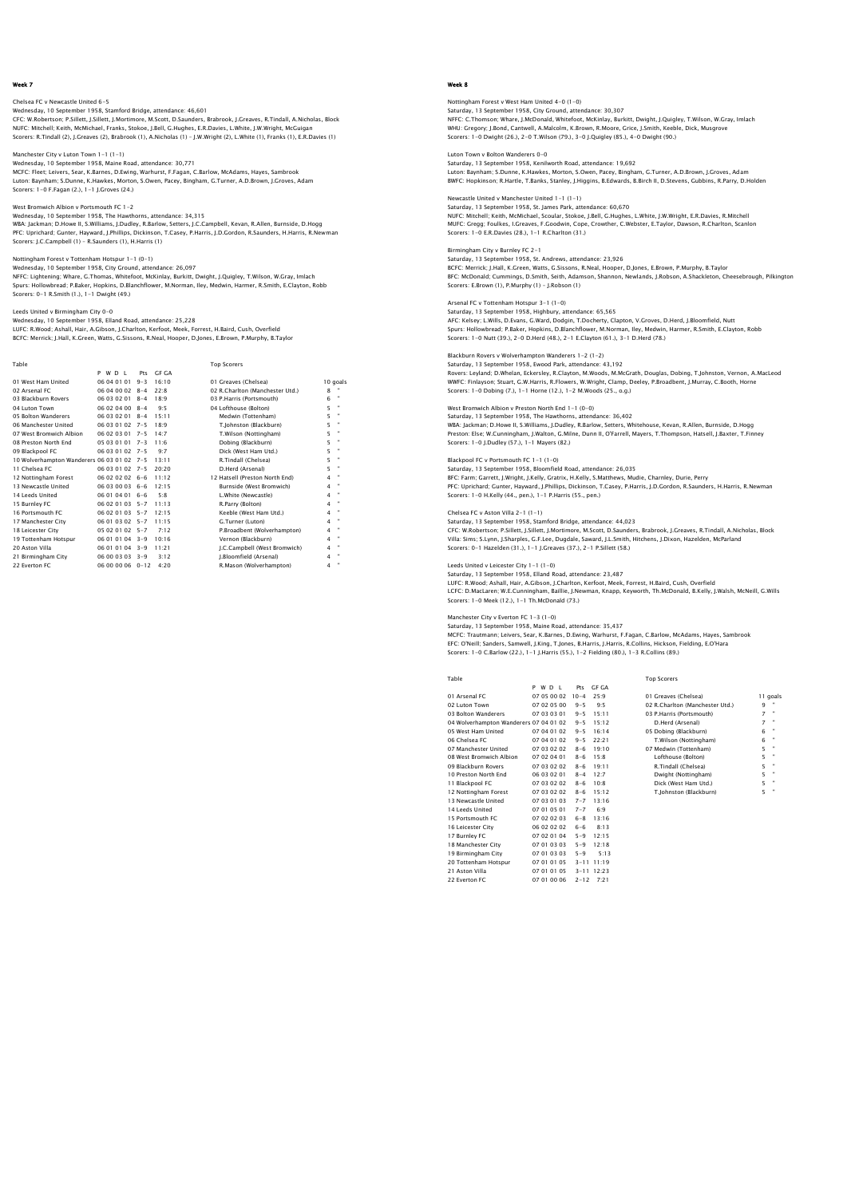## Week 7

Chelsea FC v Newcastle United 6–5
Wednesday, 10 September 1958, Stamford Bridge, attendance: 46,601
CFC: W.Robertson; P.Sillett, J.Sillett, J.Mortimore, M.Scott, D.Saunders, Brabrook, J.Greaves, R.Tindall, A.Nicholas, Block
NUFC: Mitchell; Keith, McMichael, Franks, Stokoe, J.Bell, G.Hughes, E.R.Davies, L.White, J.W.Wright, McGuigan
Scorers: R.Tindall (2), J.Greaves (2), Brabrook (1), A.Nicholas (1) – J.W.Wright (2), L.White (1), Franks (1), E.R.Davies (1)

Manchester City v Luton Town 1–1 (1–1)
Wednesday, 10 September 1958, Maine Road, attendance: 30,771
MCFC: Fleet; Leivers, Sear, K.Barnes, D.Ewing, Warhurst, F.Fagan, C.Barlow, McAdams, Hayes, Sambrook
Luton: Baynham; S.Dunne, K.Hawkes, Morton, S.Owen, Pacey, Bingham, G.Turner, A.D.Brown, J.Groves, Adam
Scorers: 1–0 F.Fagan (2.), 1–1 J.Groves (24.)

West Bromwich Albion v Portsmouth FC 1–2
Wednesday, 10 September 1958, The Hawthorns, attendance: 34,315
WBA: Jackman; D.Howe II, S.Williams, J.Dudley, R.Barlow, Setters, J.C.Campbell, Kevan, R.Allen, Burnside, D.Hogg
PFC: Uprichard; Gunter, Hayward, J.Phillips, Dickinson, T.Casey, P.Harris, J.D.Gordon, R.Saunders, H.Harris, R.Newman
Scorers: J.C.Campbell (1) – R.Saunders (1), H.Harris (1)

Nottingham Forest v Tottenham Hotspur 1–1 (0–1)
Wednesday, 10 September 1958, City Ground, attendance: 26,097
NFFC: Lightening; Whare, G.Thomas, Whitefoot, McKinlay, Burkitt, Dwight, J.Quigley, T.Wilson, W.Gray, Imlach
Spurs: Hollowbread; P.Baker, Hopkins, D.Blanchflower, M.Norman, Iley, Medwin, Harmer, R.Smith, E.Clayton, Robb
Scorers: 0–1 R.Smith (1.), 1–1 Dwight (49.)

Leeds United v Birmingham City 0–0
Wednesday, 10 September 1958, Elland Road, attendance: 25,228
LUFC: R.Wood; Ashall, Hair, A.Gibson, J.Charlton, Kerfoot, Meek, Forrest, H.Baird, Cush, Overfield
BCFC: Merrick; J.Hall, K.Green, Watts, G.Sissons, R.Neal, Hooper, D.Jones, E.Brown, P.Murphy, B.Taylor

Table

| | P W D L | Pts | GF GA |
|---|---|---|---|
| 01 West Ham United | 06 04 01 01 | 9–3 | 16:10 |
| 02 Arsenal FC | 06 04 00 02 | 8–4 | 22:8 |
| 03 Blackburn Rovers | 06 03 02 01 | 8–4 | 18:9 |
| 04 Luton Town | 06 02 04 00 | 8–4 | 9:5 |
| 05 Bolton Wanderers | 06 03 02 01 | 8–4 | 15:11 |
| 06 Manchester United | 06 03 01 02 | 7–5 | 18:9 |
| 07 West Bromwich Albion | 06 02 03 01 | 7–5 | 14:7 |
| 08 Preston North End | 05 03 01 01 | 7–3 | 11:6 |
| 09 Blackpool FC | 06 03 01 02 | 7–5 | 9:7 |
| 10 Wolverhampton Wanderers | 06 03 01 02 | 7–5 | 13:11 |
| 11 Chelsea FC | 06 03 01 02 | 7–5 | 20:20 |
| 12 Nottingham Forest | 06 02 02 02 | 6–6 | 11:12 |
| 13 Newcastle United | 06 03 00 03 | 6–6 | 12:15 |
| 14 Leeds United | 06 01 04 01 | 6–6 | 5:8 |
| 15 Burnley FC | 06 02 01 03 | 5–7 | 11:13 |
| 16 Portsmouth FC | 06 02 01 03 | 5–7 | 12:15 |
| 17 Manchester City | 06 01 03 02 | 5–7 | 11:15 |
| 18 Leicester City | 05 02 01 02 | 5–7 | 7:12 |
| 19 Tottenham Hotspur | 06 01 01 04 | 3–9 | 10:16 |
| 20 Aston Villa | 06 01 01 04 | 3–9 | 11:21 |
| 21 Birmingham City | 06 00 03 03 | 3–9 | 3:12 |
| 22 Everton FC | 06 00 00 06 | 0–12 | 4:20 |

Top Scorers

| | |
|---|---|
| 01 Greaves (Chelsea) | 10 goals |
| 02 R.Charlton (Manchester Utd.) | 8 " |
| 03 P.Harris (Portsmouth) | 6 " |
| 04 Lofthouse (Bolton) | 5 " |
| Medwin (Tottenham) | 5 " |
| T.Johnston (Blackburn) | 5 " |
| T.Wilson (Nottingham) | 5 " |
| Dobing (Blackburn) | 5 " |
| Dick (West Ham Utd.) | 5 " |
| R.Tindall (Chelsea) | 5 " |
| D.Herd (Arsenal) | 5 " |
| 12 Hatsell (Preston North End) | 4 " |
| Burnside (West Bromwich) | 4 " |
| L.White (Newcastle) | 4 " |
| R.Parry (Bolton) | 4 " |
| Keeble (West Ham Utd.) | 4 " |
| G.Turner (Luton) | 4 " |
| P.Broadbent (Wolverhampton) | 4 " |
| Vernon (Blackburn) | 4 " |
| J.C.Campbell (West Bromwich) | 4 " |
| J.Bloomfield (Arsenal) | 4 " |
| R.Mason (Wolverhampton) | 4 " |

## Week 8

Nottingham Forest v West Ham United 4–0 (1–0)
Saturday, 13 September 1958, City Ground, attendance: 30,307
NFFC: C.Thomson; Whare, J.McDonald, Whitefoot, McKinlay, Burkitt, Dwight, J.Quigley, T.Wilson, W.Gray, Imlach
WHU: Gregory; J.Bond, Cantwell, A.Malcolm, K.Brown, R.Moore, Grice, J.Smith, Keeble, Dick, Musgrove
Scorers: 1–0 Dwight (26.), 2–0 T.Wilson (79.), 3–0 J.Quigley (85.), 4–0 Dwight (90.)

Luton Town v Bolton Wanderers 0–0
Saturday, 13 September 1958, Kenilworth Road, attendance: 19,692
Luton: Baynham; S.Dunne, K.Hawkes, Morton, S.Owen, Pacey, Bingham, G.Turner, A.D.Brown, J.Groves, Adam
BWFC: Hopkinson; R.Hartle, T.Banks, Stanley, J.Higgins, B.Edwards, B.Birch II, D.Stevens, Gubbins, R.Parry, D.Holden

Newcastle United v Manchester United 1–1 (1–1)
Saturday, 13 September 1958, St. James Park, attendance: 60,670
NUFC: Mitchell; Keith, McMichael, Scoular, Stokoe, J.Bell, G.Hughes, L.White, J.W.Wright, E.R.Davies, R.Mitchell
MUFC: Gregg; Foulkes, I.Greaves, F.Goodwin, Cope, Crowther, C.Webster, E.Taylor, Dawson, R.Charlton, Scanlon
Scorers: 1–0 E.R.Davies (28.), 1–1 R.Charlton (31.)

Birmingham City v Burnley FC 2–1
Saturday, 13 September 1958, St. Andrews, attendance: 23,926
BCFC: Merrick; J.Hall, K.Green, Watts, G.Sissons, R.Neal, Hooper, D.Jones, E.Brown, P.Murphy, B.Taylor
BFC: McDonald; Cummings, D.Smith, Seith, Adamson, Shannon, Newlands, J.Robson, A.Shackleton, Cheesebrough, Pilkington
Scorers: E.Brown (1), P.Murphy (1) – J.Robson (1)

Arsenal FC v Tottenham Hotspur 3–1 (1–0)
Saturday, 13 September 1958, Highbury, attendance: 65,565
AFC: Kelsey; L.Wills, D.Evans, G.Ward, Dodgin, T.Docherty, Clapton, V.Groves, D.Herd, J.Bloomfield, Nutt
Spurs: Hollowbread; P.Baker, Hopkins, D.Blanchflower, M.Norman, Iley, Medwin, Harmer, R.Smith, E.Clayton, Robb
Scorers: 1–0 Nutt (39.), 2–0 D.Herd (48.), 2–1 E.Clayton (61.), 3–1 D.Herd (78.)

Blackburn Rovers v Wolverhampton Wanderers 1–2 (1–2)
Saturday, 13 September 1958, Ewood Park, attendance: 43,192
Rovers: Leyland; D.Whelan, Eckersley, R.Clayton, M.Woods, M.McGrath, Douglas, Dobing, T.Johnston, Vernon, A.MacLeod
WWFC: Finlayson; Stuart, G.W.Harris, R.Flowers, W.Wright, Clamp, Deeley, P.Broadbent, J.Murray, C.Booth, Horne
Scorers: 1–0 Dobing (7.), 1–1 Horne (12.), 1–2 M.Woods (25., o.g.)

West Bromwich Albion v Preston North End 1–1 (0–0)
Saturday, 13 September 1958, The Hawthorns, attendance: 36,402
WBA: Jackman; D.Howe II, S.Williams, J.Dudley, R.Barlow, Setters, Whitehouse, Kevan, R.Allen, Burnside, D.Hogg
Preston: Else; W.Cunningham, J.Walton, G.Milne, Dunn II, O'Farrell, Mayers, T.Thompson, Hatsell, J.Baxter, T.Finney
Scorers: 1–0 J.Dudley (57.), 1–1 Mayers (82.)

Blackpool FC v Portsmouth FC 1–1 (1–0)
Saturday, 13 September 1958, Bloomfield Road, attendance: 26,035
BFC: Farm; Garrett, J.Wright, J.Kelly, Gratrix, H.Kelly, S.Matthews, Mudie, Charnley, Durie, Perry
PFC: Uprichard; Gunter, Hayward, J.Phillips, Dickinson, T.Casey, P.Harris, J.D.Gordon, R.Saunders, H.Harris, R.Newman
Scorers: 1–0 H.Kelly (44., pen.), 1–1 P.Harris (55., pen.)

Chelsea FC v Aston Villa 2–1 (1–1)
Saturday, 13 September 1958, Stamford Bridge, attendance: 44,023
CFC: W.Robertson; P.Sillett, J.Sillett, J.Mortimore, M.Scott, D.Saunders, Brabrook, J.Greaves, R.Tindall, A.Nicholas, Block
Villa: Sims; S.Lynn, J.Sharples, G.F.Lee, Dugdale, Saward, J.L.Smith, Hitchens, J.Dixon, Hazelden, McParland
Scorers: 0–1 Hazelden (31.), 1–1 J.Greaves (37.), 2–1 P.Sillett (58.)

Leeds United v Leicester City 1–1 (1–0)
Saturday, 13 September 1958, Elland Road, attendance: 23,487
LUFC: R.Wood; Ashall, Hair, A.Gibson, J.Charlton, Kerfoot, Meek, Forrest, H.Baird, Cush, Overfield
LCFC: D.MacLaren; W.E.Cunningham, Baillie, J.Newman, Knapp, Keyworth, Th.McDonald, B.Kelly, J.Walsh, McNeill, G.Wills
Scorers: 1–0 Meek (12.), 1–1 Th.McDonald (73.)

Manchester City v Everton FC 1–3 (1–0)
Saturday, 13 September 1958, Maine Road, attendance: 35,437
MCFC: Trautmann; Leivers, Sear, K.Barnes, D.Ewing, Warhurst, F.Fagan, C.Barlow, McAdams, Hayes, Sambrook
EFC: O'Neill; Sanders, Samwell, J.King, T.Jones, B.Harris, J.Harris, R.Collins, Hickson, Fielding, E.O'Hara
Scorers: 1–0 C.Barlow (22.), 1–1 J.Harris (55.), 1–2 Fielding (80.), 1–3 R.Collins (89.)

Table

| | P W D L | Pts | GF GA |
|---|---|---|---|
| 01 Arsenal FC | 07 05 00 02 | 10–4 | 25:9 |
| 02 Luton Town | 07 02 05 00 | 9–5 | 9:5 |
| 03 Bolton Wanderers | 07 03 03 01 | 9–5 | 15:11 |
| 04 Wolverhampton Wanderers | 07 04 01 02 | 9–5 | 15:12 |
| 05 West Ham United | 07 04 01 02 | 9–5 | 16:14 |
| 06 Chelsea FC | 07 04 01 02 | 9–5 | 22:21 |
| 07 Manchester United | 07 03 02 02 | 8–6 | 19:10 |
| 08 West Bromwich Albion | 07 02 04 01 | 8–6 | 15:8 |
| 09 Blackburn Rovers | 07 03 02 02 | 8–6 | 19:11 |
| 10 Preston North End | 06 03 02 01 | 8–4 | 12:7 |
| 11 Blackpool FC | 07 03 02 02 | 8–6 | 10:8 |
| 12 Nottingham Forest | 07 03 02 02 | 8–6 | 15:12 |
| 13 Newcastle United | 07 03 01 03 | 7–7 | 13:16 |
| 14 Leeds United | 07 01 05 01 | 7–7 | 6:9 |
| 15 Portsmouth FC | 07 02 02 03 | 6–8 | 13:16 |
| 16 Leicester City | 06 02 02 02 | 6–6 | 8:13 |
| 17 Burnley FC | 07 02 01 04 | 5–9 | 12:15 |
| 18 Manchester City | 07 01 03 03 | 5–9 | 12:18 |
| 19 Birmingham City | 07 01 03 03 | 5–9 | 5:13 |
| 20 Tottenham Hotspur | 07 01 01 05 | 3–11 | 11:19 |
| 21 Aston Villa | 07 01 01 05 | 3–11 | 12:23 |
| 22 Everton FC | 07 01 00 06 | 2–12 | 7:21 |

Top Scorers

| | |
|---|---|
| 01 Greaves (Chelsea) | 11 goals |
| 02 R.Charlton (Manchester Utd.) | 9 " |
| 03 P.Harris (Portsmouth) | 7 " |
| D.Herd (Arsenal) | 7 " |
| 05 Dobing (Blackburn) | 6 " |
| T.Wilson (Nottingham) | 6 " |
| 07 Medwin (Tottenham) | 5 " |
| Lofthouse (Bolton) | 5 " |
| R.Tindall (Chelsea) | 5 " |
| Dwight (Nottingham) | 5 " |
| Dick (West Ham Utd.) | 5 " |
| T.Johnston (Blackburn) | 5 " |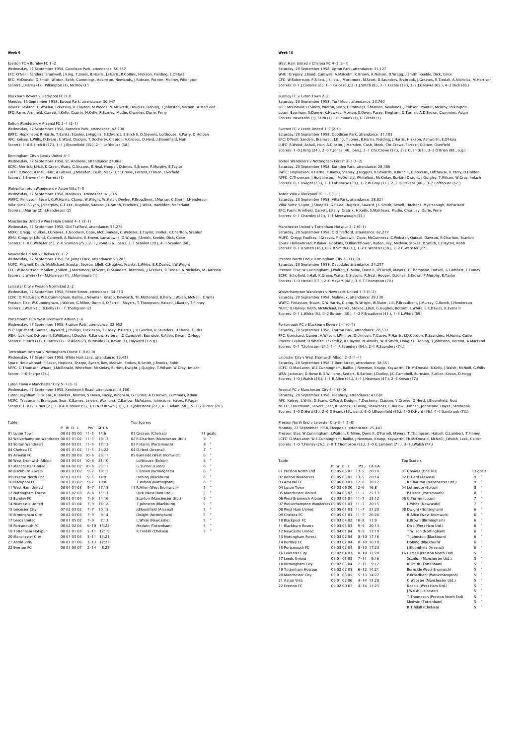## Week 9

**Everton FC v Burnley FC 1-2**
Wednesday, 17 September 1958, Goodison Park, attendance: 50,457
EFC: O'Neill; Sanders, Bramwell, J.King, T.Jones, B.Harris, J.Harris, R.Collins, Hickson, Fielding, E.O'Hara
BFC: McDonald; D.Smith, Winton, Seith, Cummings, Adamson, Newlands, J.Robson, Pointer, McIlroy, Pilkington
Scorers: J.Harris (1) – Pilkington (1), McIlroy (1')

**Blackburn Rovers v Blackpool FC 0-0**
Monday, 15 September 1958, Ewood Park, attendance: 30,947
Rovers: Leyland; D.Whelan, Eckersley, R.Clayton, M.Woods, M.McGrath, Douglas, Dobing, T.Johnston, Vernon, A.MacLeod
BFC: Farm; Armfield, Garrett, J.Kelly, Gratrix, H.Kelly, R.Barnes, Mudie, Charnley, Durie, Perry

**Bolton Wanderers v Arsenal FC 2-1 (2-1)**
Wednesday, 17 September 1958, Burnden Park, attendance: 42,200
BWFC: Hopkinson; R.Hartle, T.Banks, Stanley, J.Higgins, B.Edwards, B.Birch II, D.Stevens, Lofthouse, R.Parry, D.Holden
AFC: Kelsey; L.Wills, D.Evans, G.Ward, Dodgin, T.Docherty, Clapton, V.Groves, D.Herd, J.Bloomfield, Nutt
Scorers: 1-0 B.Birch II (27.), 1-1 J.Bloomfield (35.), 2-1 Lofthouse (38.)

**Birmingham City v Leeds United 4-1**
Wednesday, 17 September 1958, St. Andrews, attendance: 24,068
BCFC: Merrick; J.Hall, K.Green, Watts, G.Sissons, R.Neal, Hooper, D.Jones, E.Brown, P.Murphy, B.Taylor
LUFC: R.Wood; Ashall, Hair, A.Gibson, J.Marsden, Cush, Meek, Chr.Crowe, Forrest, O'Brien, Overfield
Scorers: E.Brown (4) – Forrest (1)

**Wolverhampton Wanderers v Aston Villa 4-0**
Wednesday, 17 September 1958, Molineux, attendance: 41,845
WWFC: Finlayson; Stuart, G.W.Harris, Clamp, W.Wright, W.Slater, Deeley, P.Broadbent, J.Murray, C.Booth, J.Henderson
Villa: Sims; S.Lynn, J.Sharples, G.F.Lee, Dugdale, Saward, J.L.Smith, Hitchens, J.Willis, Hazelden, McParland
Scorers: J.Murray (2), J.Henderson (2)

**Manchester United v West Ham United 4-1 (3-1)**
Wednesday, 17 September 1958, Old Trafford, attendance: 53,276
MUFC: Gregg; Foulkes, I.Greaves, F.Goodwin, Cope, McGuinness, C.Webster, E.Taylor, Viollet, R.Charlton, Scanlon
WHU: Gregory; J.Bond, Cantwell, A.Malcolm, K.Brown, Lansdowne, D.Wragg, J.Smith, Keeble, Dick, Grice
Scorers: 1-0 C.Webster (7.), 2-0 Scanlon (25.), 2-1 J.Bond (36., pen.), 3-1 Scanlon (39.), 4-1 Scanlon (68.)

**Newcastle United v Chelsea FC 1-2**
Wednesday, 17 September 1958, St. James Park, attendance: 50,283
NUFC: Mitchell; Keith, McMichael, Scoular, Stokoe, J.Bell, G.Hughes, Franks, L.White, E.R.Davies, J.W.Wright
CFC: W.Robertson; P.Sillett, J.Sillett, J.Mortimore, M.Scott, D.Saunders, Brabrook, J.Greaves, R.Tindall, A.Nicholas, M.Harrison
Scorers: L.White (1) – M.Harrison (1), J.Mortimore (1)

**Leicester City v Preston North End 2-2**
Wednesday, 17 September 1958, Filbert Street, attendance: 34,513
LCFC: D.MacLaren; W.E.Cunningham, Baillie, J.Newman, Knapp, Keyworth, Th.McDonald, B.Kelly, J.Walsh, McNeill, G.Wills
Preston: Else; W.Cunningham, J.Walton, G.Milne, Dunn II, O'Farrell, Mayers, T.Thompson, Hatsell, J.Baxter, T.Finney
Scorers: J.Walsh (1), B.Kelly (1) – T.Thompson (2)

**Portsmouth FC v West Bromwich Albion 2-6**
Wednesday, 17 September 1958, Fratton Park, attendance: 32,952
PFC: Uprichard; Gunter, Hayward, J.Phillips, Dickinson, T.Casey, P.Harris, J.D.Gordon, R.Saunders, H.Harris, Cutler
WBA: Jackman; D.Howe II, S.Williams, J.Dudley, R.Barlow, Setters, J.C.Campbell, Burnside, R.Allen, Kevan, D.Hogg
Scorers: P.Harris (1), H.Harris (1) – R.Allen (2'), Burnside (2), Kevan (1), Hayward (1 o.g.)

**Tottenham Hotspur v Nottingham Forest 1-0 (0-0)**
Wednesday, 17 September 1958, White Hart Lane, attendance: 39,431
Spurs: Hollowbread; P.Baker, Hopkins, Sharpe, Ryden, Iley, Medwin, Stokes, R.Smith, J.Brooks, Robb
NFFC: C.Thomson; Whare, J.McDonald, Whitefoot, McKinlay, Burkitt, Dwight, J.Quigley, T.Wilson, W.Gray, Imlach
Scorer: 1-0 Sharpe (74.)

**Luton Town v Manchester City 5-1 (3-1)**
Wednesday, 17 September 1958, Kenilworth Road, attendance: 18,160
Luton: Baynham; S.Dunne, K.Hawkes, Morton, S.Owen, Pacey, Bingham, G.Turner, A.D.Brown, Cummins, Adam
MCFC: Trautmann; Branagan, Sear, K.Barnes, Leivers, Warhurst, C.Barlow, McAdams, Johnstone, Hayes, F.Fagan
Scorers: 1-0 G.Turner (2.), 2-0 A.D.Brown (9.), 3-0 A.D.Brown (16.), 3-1 Johnstone (27.), 4-1 Adam (50.), 5-1 G.Turner (70.)

**Table**

| | P | W | D | L | Pts | GF GA |
|---|---|---|---|---|---|---|
| 01 Luton Town | 08 | 03 | 05 | 00 | 11-5 | 14:6 |
| 02 Wolverhampton Wanderers | 08 | 05 | 01 | 02 | 11-5 | 19:12 |
| 03 Bolton Wanderers | 08 | 04 | 03 | 01 | 11-5 | 17:12 |
| 04 Chelsea FC | 08 | 05 | 01 | 02 | 11-5 | 24:22 |
| 05 Arsenal FC | 08 | 05 | 00 | 03 | 10-6 | 26:11 |
| 06 West Bromwich Albion | 08 | 03 | 04 | 01 | 10-6 | 21:10 |
| 07 Manchester United | 08 | 04 | 02 | 02 | 10-6 | 23:11 |
| 08 Blackburn Rovers | 08 | 03 | 03 | 02 | 9-7 | 19:11 |
| 09 Preston North End | 07 | 03 | 03 | 01 | 9-5 | 14:9 |
| 10 Blackpool FC | 08 | 03 | 03 | 02 | 9-7 | 10:8 |
| 11 West Ham United | 08 | 04 | 01 | 03 | 9-7 | 17:18 |
| 12 Nottingham Forest | 08 | 03 | 02 | 03 | 8-8 | 15:13 |
| 13 Burnley FC | 08 | 03 | 01 | 04 | 7-9 | 14:16 |
| 14 Newcastle United | 08 | 03 | 01 | 04 | 7-9 | 14:18 |
| 15 Leicester City | 07 | 02 | 03 | 02 | 7-7 | 10:15 |
| 16 Birmingham City | 08 | 02 | 03 | 03 | 7-9 | 9:14 |
| 17 Leeds United | 08 | 01 | 05 | 02 | 7-9 | 7:13 |
| 18 Portsmouth FC | 08 | 02 | 02 | 04 | 6-10 | 15:22 |
| 19 Tottenham Hotspur | 08 | 02 | 01 | 05 | 5-11 | 12:19 |
| 20 Manchester City | 08 | 01 | 03 | 04 | 5-11 | 13:23 |
| 21 Aston Villa | 08 | 01 | 01 | 06 | 3-13 | 12:27 |
| 22 Everton FC | 08 | 01 | 00 | 07 | 2-14 | 8:23 |

**Top Scorers**

| | |
|---|---|
| 01 Greaves (Chelsea) | 11 goals |
| 02 R.Charlton (Manchester Utd.) | 9 " |
| 03 P.Harris (Portsmouth) | 8 " |
| 04 D.Herd (Arsenal) | 7 " |
| 05 Burnside (West Bromwich) | 6 " |
| Lofthouse (Bolton) | 6 " |
| G.Turner (Luton) | 6 " |
| E.Brown (Birmingham) | 6 " |
| Dobing (Blackburn) | 6 " |
| T.Wilson (Nottingham) | 6 " |
| 11 R.Allen (West Bromwich) | 5 " |
| Dick (West Ham Utd.) | 5 " |
| Scanlon (Manchester Utd.) | 5 " |
| T.Johnston (Blackburn) | 5 " |
| J.Bloomfield (Arsenal) | 5 " |
| Dwight (Nottingham) | 5 " |
| L.White (Newcastle) | 5 " |
| Medwin (Tottenham) | 5 " |
| R.Tindall (Chelsea) | 5 " |

## Week 10

**West Ham United v Chelsea FC 4-2 (3-1)**
Saturday, 20 September 1958, Upton Park, attendance: 31,127
WHU: Gregory; J.Bond, Cantwell, A.Malcolm, K.Brown, A.Nelson, D.Wragg, J.Smith, Keeble, Dick, Grice
CFC: W.Robertson; P.Sillett, J.Sillett, J.Mortimore, M.Scott, D.Saunders, Brabrook, J.Greaves, R.Tindall, A.Nicholas, M.Harrison
Scorers: 0-1 J.Greaves (2.), 1-1 Grice (6.), 2-1 J.Smith (8.), 3-1 Keeble (38.), 3-2 J.Greaves (65.), 4-2 Dick (80.)

**Burnley FC v Luton Town 2-2**
Saturday, 20 September 1958, Turf Moor, attendance: 23,760
BFC: McDonald; D.Smith, Winton, Seith, Cummings, Shannon, Newlands, J.Robson, Pointer, McIlroy, Pilkington
Luton: Baynham; S.Dunne, K.Hawkes, Morton, S.Owen, Pacey, Bingham, G.Turner, A.D.Brown, Cummins, Adam
Scorers: Newlands (1), Seith (1) – Cummins (1), G.Turner (1)

**Everton FC v Leeds United 3-2 (2-0)**
Saturday, 20 September 1958, Goodison Park, attendance: 31,105
EFC: O'Neill; Sanders, Bramwell, J.King, T.Jones, B.Harris, Fielding, J.Harris, Hickson, Ashworth, E.O'Hara
LUFC: R.Wood; Ashall, Hair, A.Gibson, J.Marsden, Cush, Meek, Chr.Crowe, Forrest, O'Brien, Overfield
Scorers: 1-0 J.King (24.), 2-0 T.Jones (40., pen.), 2-1 Chr.Crowe (57.), 2-2 Cush (61.), 3-2 O'Brien (88., o.g.)

**Bolton Wanderers v Nottingham Forest 3-2 (1-2)**
Saturday, 20 September 1958, Burnden Park, attendance: 28,486
BWFC: Hopkinson; R.Hartle, T.Banks, Stanley, J.Higgins, B.Edwards, B.Birch II, D.Stevens, Lofthouse, R.Parry, D.Holden
NFFC: C.Thomson; J.Hutchinson, J.McDonald, Whitefoot, McKinlay, Burkitt, Dwight, J.Quigley, T.Wilson, W.Gray, Imlach
Scorers: 0-1 Dwight (23.), 1-1 Lofthouse (29.), 1-2 W.Gray (31.), 2-2 D.Stevens (46.), 3-2 Lofthouse (62.)

**Aston Villa v Blackpool FC 1-1 (1-1)**
Saturday, 20 September 1958, Villa Park, attendance: 28,821
Villa: Sims; S.Lynn, J.Sharples, G.F.Lee, Dugdale, Saward, J.L.Smith, Sewell, Hitchens, Myerscough, McParland
BFC: Farm; Armfield, Garrett, J.Kelly, Gratrix, H.Kelly, S.Matthews, Mudie, Charnley, Durie, Perry
Scorers: 0-1 Charnley (27.), 1-1 Myerscough (33.)

**Manchester United v Tottenham Hotspur 2-2 (0-1)**
Saturday, 20 September 1958, Old Trafford, attendance: 62,277
MUFC: Gregg; Foulkes, I.Greaves, F.Goodwin, Cope, McGuinness, C.Webster, Quixall, Dawson, R.Charlton, Scanlon
Spurs: Hollowbread; P.Baker, Hopkins, D.Blanchflower, Ryden, Iley, Medwin, Stokes, R.Smith, E.Clayton, Robb
Scorers: 0-1 R.Smith (36.), 0-2 R.Smith (51.), 1-2 C.Webster (58.), 2-2 C.Webster (77.)

**Preston North End v Birmingham City 3-0 (1-0)**
Saturday, 20 September 1958, Deepdale, attendance: 24,257
Preston: Else; W.Cunningham, J.Walton, G.Milne, Dunn II, O'Farrell, Mayers, T.Thompson, Hatsell, G.Lambert, T.Finney
BCFC: Schofield; J.Hall, K.Green, Watts, G.Sissons, R.Neal, Hooper, D.Jones, E.Brown, P.Murphy, B.Taylor
Scorers: 1-0 Hatsell (17.), 2-0 Mayers (48.), 3-0 T.Thompson (70.)

**Wolverhampton Wanderers v Newcastle United 1-3 (1-2)**
Saturday, 20 September 1958, Molineux, attendance: 39,130
WWFC: Finlayson; Stuart, G.W.Harris, Clamp, W.Wright, W.Slater, Lill, P.Broadbent, J.Murray, C.Booth, J.Henderson
NUFC: B.Harvey; Keith, McMichael, Franks, Stokoe, J.Bell, G.Hughes, Bottom, L.White, E.R.Davies, R.Evans II
Scorers: 0-1 L.White (9.), 0-2 Bottom (30.), 1-2 P.Broadbent (41.), 1-3 L.White (69.)

**Portsmouth FC v Blackburn Rovers 2-1 (0-1)**
Saturday, 20 September 1958, Fratton Park, attendance: 28,537
PFC: Uprichard; Gunter, A.Wilson, J.Phillips, Dickinson, T.Casey, P.Harris, J.D.Gordon, R.Saunders, H.Harris, Cutler
Rovers: Leyland; D.Whelan, Eckersley, R.Clayton, M.Woods, W.H.Smith, Douglas, Dobing, T.Johnston, Vernon, A.MacLeod
Scorers: 0-1 T.Johnston (21.), 1-1 R.Saunders (64.), 2-1 R.Saunders (74.)

**Leicester City v West Bromwich Albion 2-2 (1-1)**
Saturday, 20 September 1958, Filbert Street, attendance: 38,551
LCFC: D.MacLaren; W.E.Cunningham, Baillie, J.Newman, Knapp, Keyworth, Th.McDonald, B.Kelly, J.Walsh, McNeill, G.Wills
WBA: Jackman; D.Howe II, S.Williams, Setters, R.Barlow, J.Dudley, J.C.Campbell, Burnside, R.Allen, Kevan, D.Hogg
Scorers: 1-0 J.Walsh (28.), 1-1 R.Allen (43.), 2-1 J.Newman (47.), 2-2 Kevan (77.)

**Arsenal FC v Manchester City 4-1 (2-0)**
Saturday, 20 September 1958, Highbury, attendance: 47,681
AFC: Kelsey; L.Wills, D.Evans, G.Ward, Dodgin, T.Docherty, Clapton, V.Groves, D.Herd, J.Bloomfield, Nutt
MCFC: Trautmann; Leivers, Sear, K.Barnes, D.Ewing, Shawcross, C.Barlow, Hannah, Johnstone, Hayes, Sambrook
Scorers: 1-0 D.Herd (3.), 2-0 D.Evans (16., pen.), 3-0 J.Bloomfield (55.), 4-0 D.Herd (66.), 4-1 Sambrook (73.)

**Preston North End v Leicester City 3-1 (1-0)**
Monday, 22 September 1958, Deepdale, attendance: 25,443
Preston: Else; W.Cunningham, J.Walton, G.Milne, Dunn II, O'Farrell, Mayers, T.Thompson, Hatsell, G.Lambert, T.Finney
LCFC: D.MacLaren; W.E.Cunningham, Baillie, J.Newman, Knapp, Keyworth, Th.McDonald, McNeill, J.Walsh, Leek, Calder
Scorers: 1-0 T.Finney (26.), 2-0 T.Thompson (52.), 3-0 G.Lambert (71.), 3-1 J.Walsh (77.)

**Table**

| | P | W | D | L | Pts | GF GA |
|---|---|---|---|---|---|---|
| 01 Preston North End | 09 | 05 | 03 | 01 | 13-5 | 20:10 |
| 02 Bolton Wanderers | 09 | 05 | 03 | 01 | 13-5 | 20:14 |
| 03 Arsenal FC | 09 | 06 | 00 | 03 | 12-6 | 30:12 |
| 04 Luton Town | 09 | 03 | 06 | 00 | 12-6 | 16:8 |
| 05 Manchester United | 09 | 04 | 03 | 02 | 11-7 | 25:13 |
| 06 West Bromwich Albion | 09 | 03 | 05 | 01 | 11-7 | 23:12 |
| 07 Wolverhampton Wanderers | 09 | 05 | 01 | 03 | 11-7 | 20:15 |
| 08 West Ham United | 09 | 05 | 01 | 03 | 11-7 | 21:20 |
| 09 Chelsea FC | 09 | 05 | 01 | 03 | 11-7 | 26:26 |
| 10 Blackpool FC | 09 | 03 | 04 | 02 | 10-8 | 11:9 |
| 11 Blackburn Rovers | 09 | 03 | 03 | 03 | 9-9 | 20:13 |
| 12 Newcastle United | 09 | 04 | 01 | 04 | 9-9 | 17:19 |
| 13 Nottingham Forest | 09 | 03 | 02 | 04 | 8-10 | 17:16 |
| 14 Burnley FC | 09 | 03 | 02 | 04 | 8-10 | 16:18 |
| 15 Portsmouth FC | 09 | 03 | 02 | 04 | 8-10 | 17:23 |
| 16 Leicester City | 09 | 02 | 04 | 03 | 8-10 | 13:20 |
| 17 Leeds United | 09 | 01 | 05 | 03 | 7-11 | 9:16 |
| 18 Birmingham City | 09 | 02 | 03 | 04 | 7-11 | 9:17 |
| 19 Tottenham Hotspur | 09 | 02 | 02 | 05 | 6-12 | 14:21 |
| 20 Manchester City | 09 | 01 | 03 | 05 | 5-13 | 14:27 |
| 21 Aston Villa | 09 | 01 | 02 | 06 | 4-14 | 13:28 |
| 22 Everton FC | 09 | 02 | 00 | 07 | 4-14 | 11:25 |

**Top Scorers**

| | |
|---|---|
| 01 Greaves (Chelsea) | 13 goals |
| 02 D.Herd (Arsenal) | 9 " |
| R.Charlton (Manchester Utd.) | 9 " |
| 04 Lofthouse (Bolton) | 8 " |
| P.Harris (Portsmouth) | 8 " |
| 06 G.Turner (Luton) | 7 " |
| L.White (Newcastle) | 7 " |
| 08 Dwight (Nottingham) | 6 " |
| R.Allen (West Bromwich) | 6 " |
| E.Brown (Birmingham) | 6 " |
| Dick (West Ham Utd.) | 6 " |
| T.Wilson (Nottingham) | 6 " |
| T.Johnston (Blackburn) | 6 " |
| Dobing (Blackburn) | 6 " |
| J.Bloomfield (Arsenal) | 6 " |
| 16 Hatsell (Preston North End) | 5 " |
| Scanlon (Manchester Utd.) | 5 " |
| R.Smith (Tottenham) | 5 " |
| Burnside (West Bromwich) | 5 " |
| P.Broadbent (Wolverhampton) | 5 " |
| C.Webster (Manchester Utd.) | 5 " |
| Keeble (West Ham Utd.) | 5 " |
| J.Walsh (Leicester) | 5 " |
| T.Thompson (Preston North End) | 5 " |
| Medwin (Tottenham) | 5 " |
| R.Tindall (Chelsea) | 5 " |